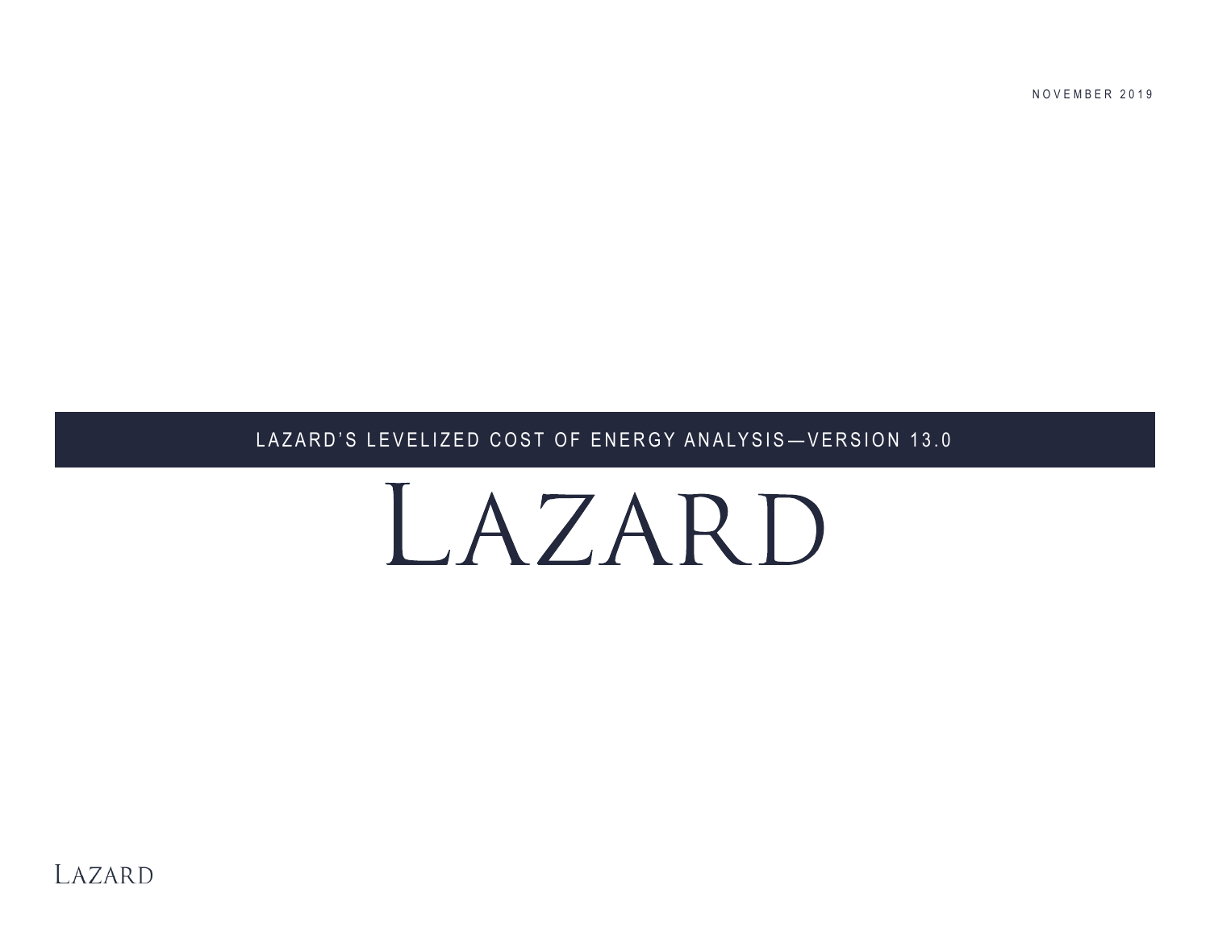NOVEMBER 2019

# LAZARD'S LEVELIZED COST OF ENERGY ANALYSIS—VERSION 13.0

LAZARD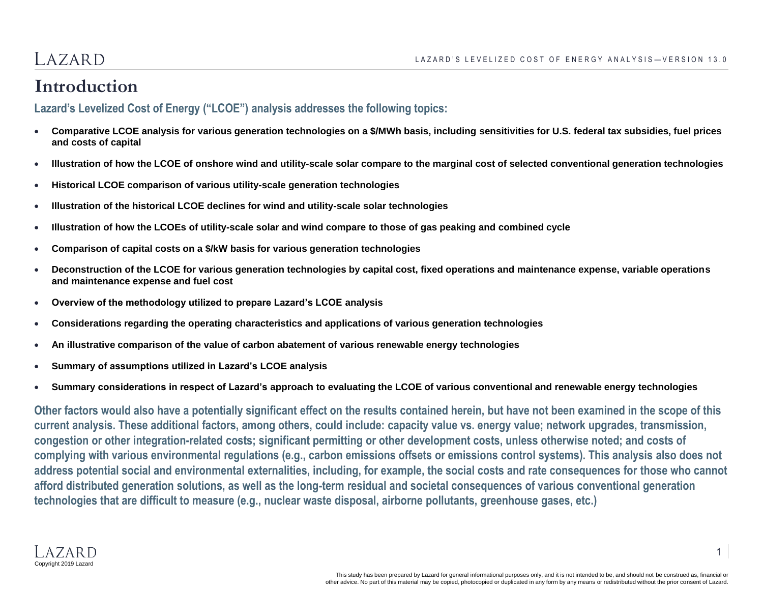# Introduction

**Lazard's Levelized Cost of Energy ("LCOE") analysis addresses the following topics:**

- **Comparative LCOE analysis for various generation technologies on a $/MWh basis, including sensitivities for U.S. federal tax subsidies, fuel prices and costs of capital**
- **Illustration of how the LCOE of onshore wind and utility-scale solar compare to the marginal cost of selected conventional generation technologies**
- **Historical LCOE comparison of various utility-scale generation technologies**
- **Illustration of the historical LCOE declines for wind and utility-scale solar technologies**
- **Illustration of how the LCOEs of utility-scale solar and wind compare to those of gas peaking and combined cycle**
- **Comparison of capital costs on a $/kW basis for various generation technologies**
- **Deconstruction of the LCOE for various generation technologies by capital cost, fixed operations and maintenance expense, variable operations and maintenance expense and fuel cost**
- **Overview of the methodology utilized to prepare Lazard's LCOE analysis**
- **Considerations regarding the operating characteristics and applications of various generation technologies**
- **An illustrative comparison of the value of carbon abatement of various renewable energy technologies**
- **Summary of assumptions utilized in Lazard's LCOE analysis**
- **Summary considerations in respect of Lazard's approach to evaluating the LCOE of various conventional and renewable energy technologies**

**Other factors would also have a potentially significant effect on the results contained herein, but have not been examined in the scope of this current analysis. These additional factors, among others, could include: capacity value vs. energy value; network upgrades, transmission, congestion or other integration-related costs; significant permitting or other development costs, unless otherwise noted; and costs of complying with various environmental regulations (e.g., carbon emissions offsets or emissions control systems). This analysis also does not address potential social and environmental externalities, including, for example, the social costs and rate consequences for those who cannot afford distributed generation solutions, as well as the long-term residual and societal consequences of various conventional generation technologies that are difficult to measure (e.g., nuclear waste disposal, airborne pollutants, greenhouse gases, etc.)**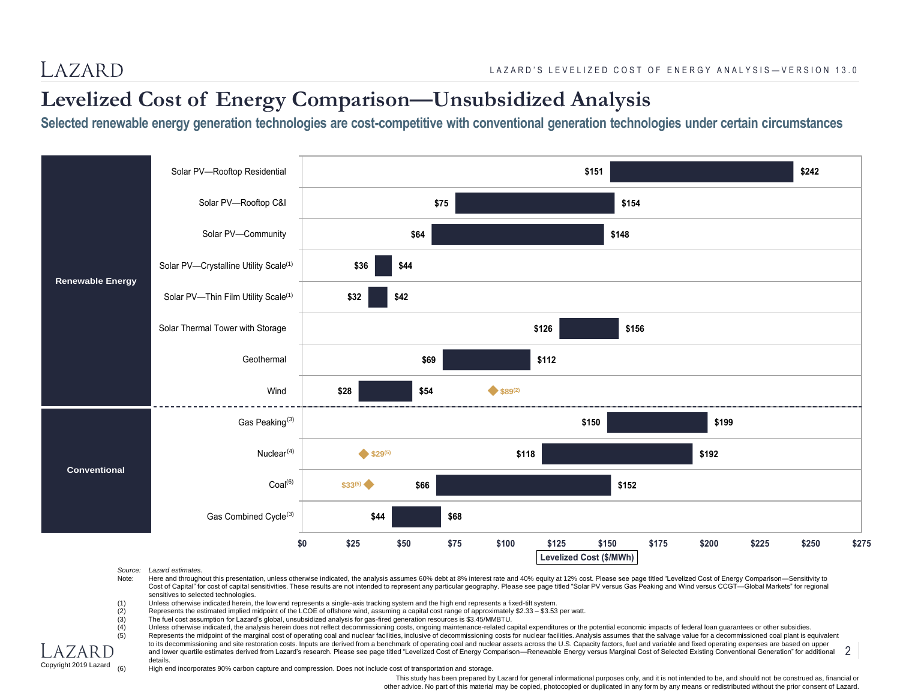# Levelized Cost of Energy Comparison—Unsubsidized Analysis

## Selected renewable energy generation technologies are cost-competitive with conventional generation technologies under certain circumstances

| Category | Technology | Low ($/MWh) | High ($/MWh) | Other |
|---|---|---|---|---|
| Renewable Energy | Solar PV—Rooftop Residential | $151 | $242 | |
| | Solar PV—Rooftop C&I | $75 | $154 | |
| | Solar PV—Community | $64 | $148 | |
| | Solar PV—Crystalline Utility Scale[1] | $36 | $44 | |
| | Solar PV—Thin Film Utility Scale[1] | $32 | $42 | |
| | Solar Thermal Tower with Storage | $126 | $156 | |
| | Geothermal | $69 | $112 | |
| | Wind | $28 | $54 | $89[2] |
| Conventional | Gas Peaking[3] | $150 | $199 | |
| | Nuclear[4] | $118 | $192 | $29[5] |
| | Coal[6] | $66 | $152 | $33[5] |
| | Gas Combined Cycle[3] | $44 | $68 | |

Levelized Cost ($/MWh)

*Source: Lazard estimates.*

Note: Here and throughout this presentation, unless otherwise indicated, the analysis assumes 60% debt at 8% interest rate and 40% equity at 12% cost. Please see page titled "Levelized Cost of Energy Comparison—Sensitivity to Cost of Capital" for cost of capital sensitivities. These results are not intended to represent any particular geography. Please see page titled "Solar PV versus Gas Peaking and Wind versus CCGT—Global Markets" for regional sensitives to selected technologies.

(1) Unless otherwise indicated herein, the low end represents a single-axis tracking system and the high end represents a fixed-tilt system.

(2) Represents the estimated implied midpoint of the LCOE of offshore wind, assuming a capital cost range of approximately \$2.33 – \$3.53 per watt.

(3) The fuel cost assumption for Lazard's global, unsubsidized analysis for gas-fired generation resources is \$3.45/MMBTU.

(4) Unless otherwise indicated, the analysis herein does not reflect decommissioning costs, ongoing maintenance-related capital expenditures or the potential economic impacts of federal loan guarantees or other subsidies.

(5) Represents the midpoint of the marginal cost of operating coal and nuclear facilities, inclusive of decommissioning costs for nuclear facilities. Analysis assumes that the salvage value for a decommissioned coal plant is equivalent to its decommissioning and site restoration costs. Inputs are derived from a benchmark of operating coal and nuclear assets across the U.S. Capacity factors, fuel and variable and fixed operating expenses are based on upper and lower quartile estimates derived from Lazard's research. Please see page titled "Levelized Cost of Energy Comparison—Renewable Energy versus Marginal Cost of Selected Existing Conventional Generation" for additional details.

(6) High end incorporates 90% carbon capture and compression. Does not include cost of transportation and storage.

This study has been prepared by Lazard for general informational purposes only, and it is not intended to be, and should not be construed as, financial or other advice. No part of this material may be copied, photocopied or duplicated in any form by any means or redistributed without the prior consent of Lazard.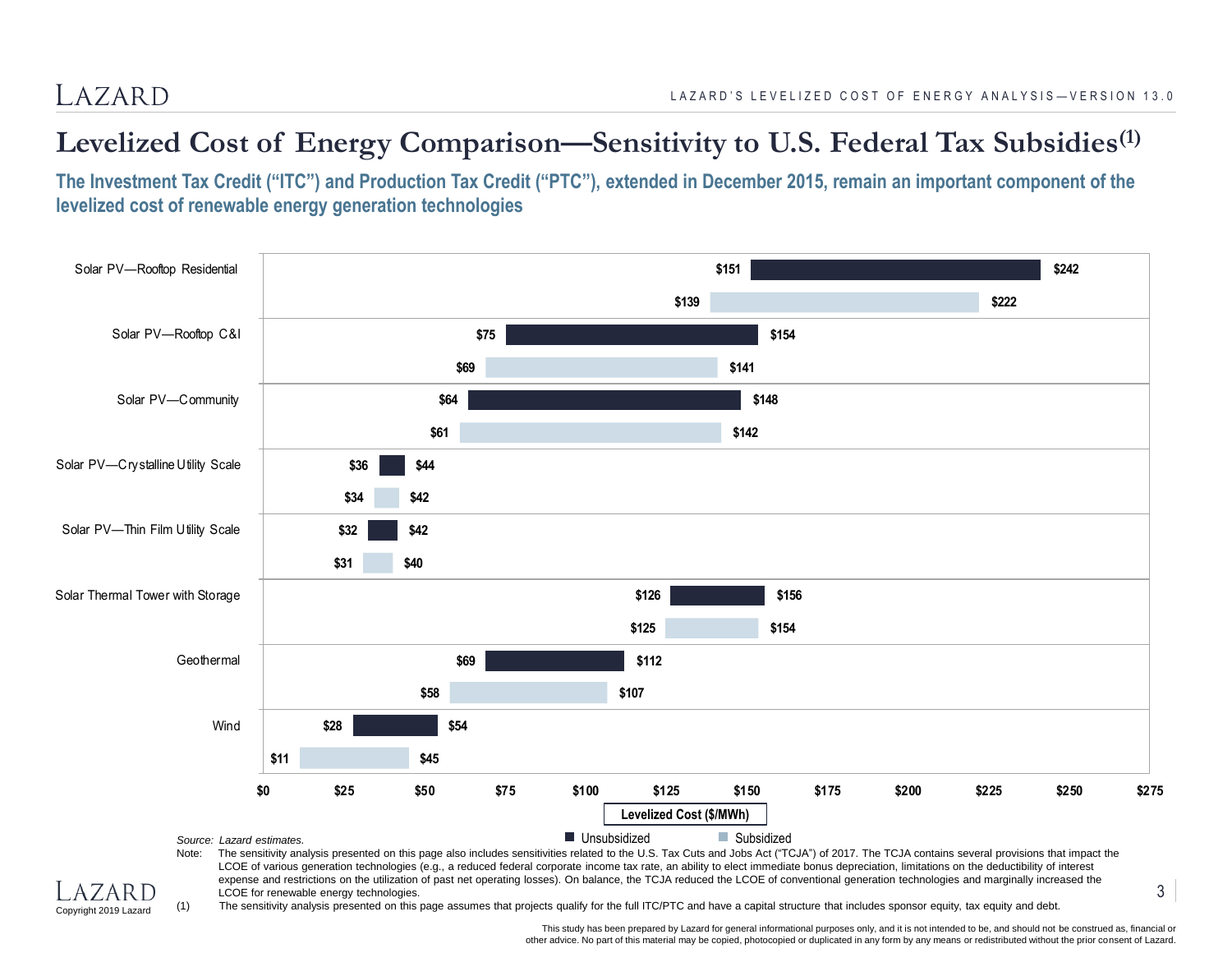# Levelized Cost of Energy Comparison—Sensitivity to U.S. Federal Tax Subsidies[(1)]

**The Investment Tax Credit ("ITC") and Production Tax Credit ("PTC"), extended in December 2015, remain an important component of the levelized cost of renewable energy generation technologies**

| Technology | Unsubsidized (Low) | Unsubsidized (High) | Subsidized (Low) | Subsidized (High) |
|---|---|---|---|---|
| Solar PV—Rooftop Residential | $151 | $242 | $139 | $222 |
| Solar PV—Rooftop C&I | $75 | $154 | $69 | $141 |
| Solar PV—Community | $64 | $148 | $61 | $142 |
| Solar PV—Crystalline Utility Scale | $36 | $44 | $34 | $42 |
| Solar PV—Thin Film Utility Scale | $32 | $42 | $31 | $40 |
| Solar Thermal Tower with Storage | $126 | $156 | $125 | $154 |
| Geothermal | $69 | $112 | $58 | $107 |
| Wind | $28 | $54 | $11 | $45 |

Levelized Cost ($/MWh)

*Source: Lazard estimates.*

Note: The sensitivity analysis presented on this page also includes sensitivities related to the U.S. Tax Cuts and Jobs Act ("TCJA") of 2017. The TCJA contains several provisions that impact the LCOE of various generation technologies (e.g., a reduced federal corporate income tax rate, an ability to elect immediate bonus depreciation, limitations on the deductibility of interest expense and restrictions on the utilization of past net operating losses). On balance, the TCJA reduced the LCOE of conventional generation technologies and marginally increased the LCOE for renewable energy technologies.

(1) The sensitivity analysis presented on this page assumes that projects qualify for the full ITC/PTC and have a capital structure that includes sponsor equity, tax equity and debt.

This study has been prepared by Lazard for general informational purposes only, and it is not intended to be, and should not be construed as, financial or other advice. No part of this material may be copied, photocopied or duplicated in any form by any means or redistributed without the prior consent of Lazard.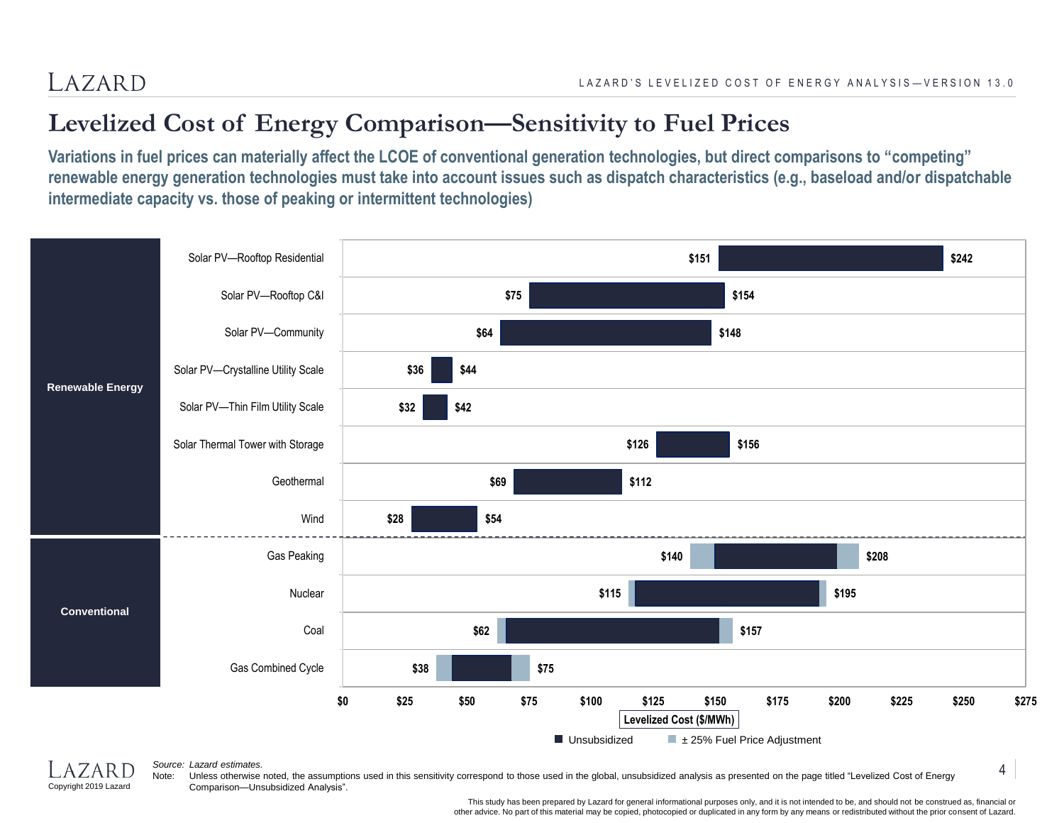# Levelized Cost of Energy Comparison—Sensitivity to Fuel Prices

**Variations in fuel prices can materially affect the LCOE of conventional generation technologies, but direct comparisons to "competing" renewable energy generation technologies must take into account issues such as dispatch characteristics (e.g., baseload and/or dispatchable intermediate capacity vs. those of peaking or intermittent technologies)**

| Category | Technology | Low | High |
|---|---|---|---|
| Renewable Energy | Solar PV—Rooftop Residential | $151 | $242 |
| | Solar PV—Rooftop C&I | $75 | $154 |
| | Solar PV—Community | $64 | $148 |
| | Solar PV—Crystalline Utility Scale | $36 | $44 |
| | Solar PV—Thin Film Utility Scale | $32 | $42 |
| | Solar Thermal Tower with Storage | $126 | $156 |
| | Geothermal | $69 | $112 |
| | Wind | $28 | $54 |
| Conventional | Gas Peaking | $140 | $208 |
| | Nuclear | $115 | $195 |
| | Coal | $62 | $157 |
| | Gas Combined Cycle | $38 | $75 |

Levelized Cost ($/MWh)

Legend: Unsubsidized; ± 25% Fuel Price Adjustment

*Source:* *Lazard estimates.*

Note: Unless otherwise noted, the assumptions used in this sensitivity correspond to those used in the global, unsubsidized analysis as presented on the page titled "Levelized Cost of Energy Comparison—Unsubsidized Analysis".

Copyright 2019 Lazard

This study has been prepared by Lazard for general informational purposes only, and it is not intended to be, and should not be construed as, financial or other advice. No part of this material may be copied, photocopied or duplicated in any form by any means or redistributed without the prior consent of Lazard.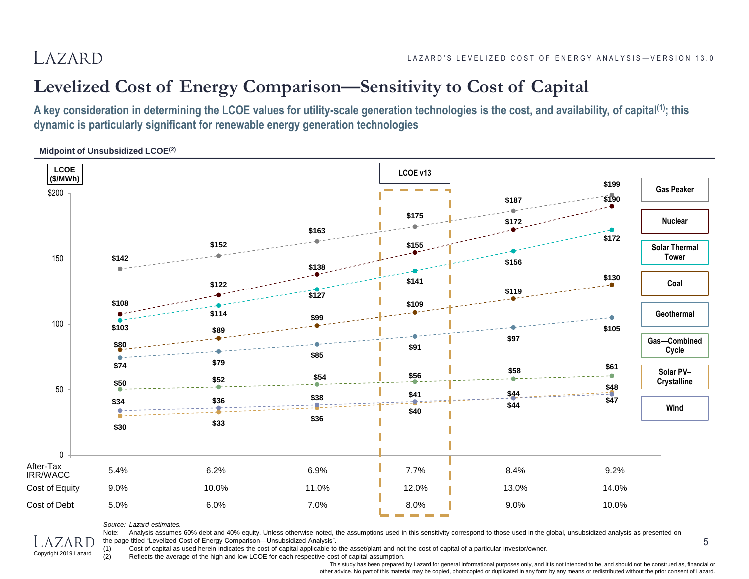# Levelized Cost of Energy Comparison—Sensitivity to Cost of Capital

**A key consideration in determining the LCOE values for utility-scale generation technologies is the cost, and availability, of capital[1]; this dynamic is particularly significant for renewable energy generation technologies**

**Midpoint of Unsubsidized LCOE[2]**

LCOE ($/MWh)

| | | | | LCOE v13 | | |
|---|---|---|---|---|---|---|
| After-Tax IRR/WACC | 5.4% | 6.2% | 6.9% | 7.7% | 8.4% | 9.2% |
| Cost of Equity | 9.0% | 10.0% | 11.0% | 12.0% | 13.0% | 14.0% |
| Cost of Debt | 5.0% | 6.0% | 7.0% | 8.0% | 9.0% | 10.0% |
| Gas Peaker | $142 | $152 | $163 | $175 | $187 | $199 |
| Nuclear | $108 | $122 | $138 | $155 | $172 | $190 |
| Solar Thermal Tower | $103 | $114 | $127 | $141 | $156 | $172 |
| Coal | $80 | $89 | $99 | $109 | $119 | $130 |
| Geothermal | $74 | $79 | $85 | $91 | $97 | $105 |
| Gas—Combined Cycle | $50 | $52 | $54 | $56 | $58 | $61 |
| Solar PV—Crystalline | $30 | $33 | $36 | $40 | $44 | $48 |
| Wind | $34 | $36 | $38 | $41 | $44 | $47 |

*Source: Lazard estimates.*

Note: Analysis assumes 60% debt and 40% equity. Unless otherwise noted, the assumptions used in this sensitivity correspond to those used in the global, unsubsidized analysis as presented on the page titled "Levelized Cost of Energy Comparison—Unsubsidized Analysis".

(1) Cost of capital as used herein indicates the cost of capital applicable to the asset/plant and not the cost of capital of a particular investor/owner.

(2) Reflects the average of the high and low LCOE for each respective cost of capital assumption.

This study has been prepared by Lazard for general informational purposes only, and it is not intended to be, and should not be construed as, financial or other advice. No part of this material may be copied, photocopied or duplicated in any form by any means or redistributed without the prior consent of Lazard.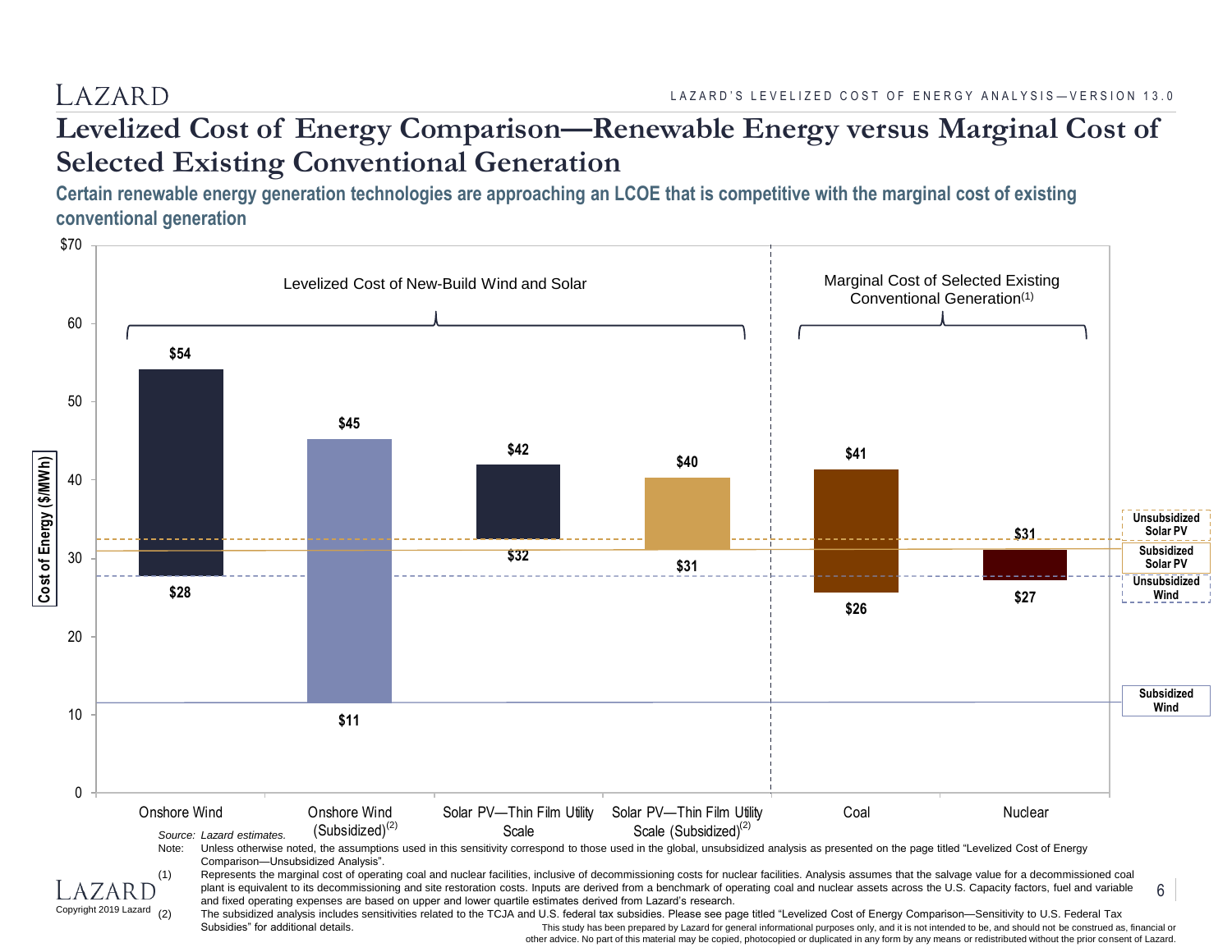# Levelized Cost of Energy Comparison—Renewable Energy versus Marginal Cost of Selected Existing Conventional Generation

## Certain renewable energy generation technologies are approaching an LCOE that is competitive with the marginal cost of existing conventional generation

**Cost of Energy ($/MWh)**

| | Low | High |
|---|---|---|
| **Levelized Cost of New-Build Wind and Solar** | | |
| Onshore Wind | $28 | $54 |
| Onshore Wind (Subsidized)[(2)] | $11 | $45 |
| Solar PV—Thin Film Utility Scale | $32 | $42 |
| Solar PV—Thin Film Utility Scale (Subsidized)[(2)] | $31 | $40 |
| **Marginal Cost of Selected Existing Conventional Generation**[(1)] | | |
| Coal | $26 | $41 |
| Nuclear | $27 | $31 |

Reference lines: Unsubsidized Solar PV; Subsidized Solar PV; Unsubsidized Wind; Subsidized Wind

*Source: Lazard estimates.*

Note: Unless otherwise noted, the assumptions used in this sensitivity correspond to those used in the global, unsubsidized analysis as presented on the page titled "Levelized Cost of Energy Comparison—Unsubsidized Analysis".

(1) Represents the marginal cost of operating coal and nuclear facilities, inclusive of decommissioning costs for nuclear facilities. Analysis assumes that the salvage value for a decommissioned coal plant is equivalent to its decommissioning and site restoration costs. Inputs are derived from a benchmark of operating coal and nuclear assets across the U.S. Capacity factors, fuel and variable and fixed operating expenses are based on upper and lower quartile estimates derived from Lazard's research.

(2) The subsidized analysis includes sensitivities related to the TCJA and U.S. federal tax subsidies. Please see page titled "Levelized Cost of Energy Comparison—Sensitivity to U.S. Federal Tax Subsidies" for additional details.

This study has been prepared by Lazard for general informational purposes only, and it is not intended to be, and should not be construed as, financial or other advice. No part of this material may be copied, photocopied or duplicated in any form by any means or redistributed without the prior consent of Lazard.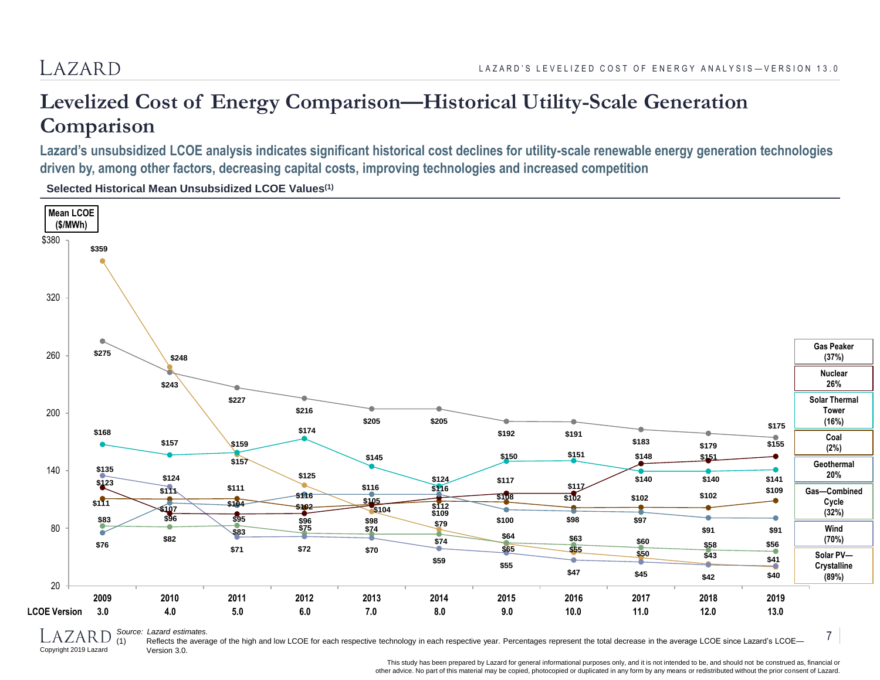# Levelized Cost of Energy Comparison—Historical Utility-Scale Generation Comparison

**Lazard's unsubsidized LCOE analysis indicates significant historical cost declines for utility-scale renewable energy generation technologies driven by, among other factors, decreasing capital costs, improving technologies and increased competition**

**Selected Historical Mean Unsubsidized LCOE Values[(1)]**

Mean LCOE ($/MWh)

| Technology | 2009 | 2010 | 2011 | 2012 | 2013 | 2014 | 2015 | 2016 | 2017 | 2018 | 2019 |
|---|---|---|---|---|---|---|---|---|---|---|---|
| LCOE Version | 3.0 | 4.0 | 5.0 | 6.0 | 7.0 | 8.0 | 9.0 | 10.0 | 11.0 | 12.0 | 13.0 |
| Gas Peaker (37%) | $275 | $243 | $227 | $216 | $205 | $205 | $192 | $191 | $183 | $179 | $175 |
| Nuclear 26% | $123 | $96 | $95 | $96 | $104 | $112 | $117 | $117 | $148 | $151 | $155 |
| Solar Thermal Tower (16%) | $168 | $157 | $159 | $174 | $145 | $124 | $150 | $151 | $140 | $140 | $141 |
| Coal (2%) | $111 | $111 | $111 | $102 | $105 | $109 | $108 | $102 | $102 | $102 | $109 |
| Geothermal 20% | $76 | $107 | $104 | $116 | $116 | $116 | $100 | $98 | $97 | $91 | $91 |
| Gas—Combined Cycle (32%) | $83 | $82 | $83 | $75 | $74 | $74 | $64 | $63 | $60 | $58 | $56 |
| Wind (70%) | $135 | $124 | $71 | $72 | $70 | $59 | $55 | $47 | $45 | $42 | $41 |
| Solar PV—Crystalline (89%) | $359 | $248 | $157 | $125 | $98 | $79 | $65 | $55 | $50 | $43 | $40 |

Source: *Lazard estimates.*

(1) Reflects the average of the high and low LCOE for each respective technology in each respective year. Percentages represent the total decrease in the average LCOE since Lazard's LCOE—Version 3.0.

Copyright 2019 Lazard

This study has been prepared by Lazard for general informational purposes only, and it is not intended to be, and should not be construed as, financial or other advice. No part of this material may be copied, photocopied or duplicated in any form by any means or redistributed without the prior consent of Lazard.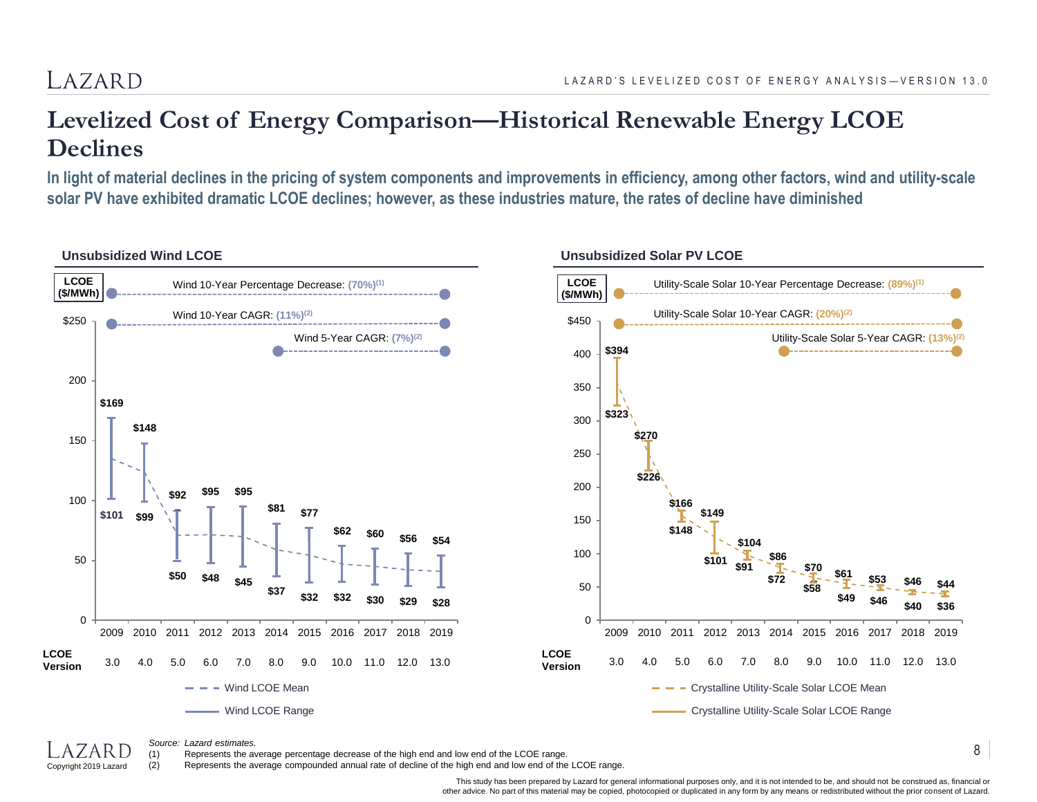# Levelized Cost of Energy Comparison—Historical Renewable Energy LCOE Declines

**In light of material declines in the pricing of system components and improvements in efficiency, among other factors, wind and utility-scale solar PV have exhibited dramatic LCOE declines; however, as these industries mature, the rates of decline have diminished**

### Unsubsidized Wind LCOE

LCOE ($/MWh)

Wind 10-Year Percentage Decrease: (70%)[1]

Wind 10-Year CAGR: (11%)[2]

Wind 5-Year CAGR: (7%)[2]

| Year | 2009 | 2010 | 2011 | 2012 | 2013 | 2014 | 2015 | 2016 | 2017 | 2018 | 2019 |
|---|---|---|---|---|---|---|---|---|---|---|---|
| LCOE Version | 3.0 | 4.0 | 5.0 | 6.0 | 7.0 | 8.0 | 9.0 | 10.0 | 11.0 | 12.0 | 13.0 |
| High | $169 | $148 | $92 | $95 | $95 | $81 | $77 | $62 | $60 | $56 | $54 |
| Low | $101 | $99 | $50 | $48 | $45 | $37 | $32 | $32 | $30 | $29 | $28 |

Wind LCOE Mean

Wind LCOE Range

### Unsubsidized Solar PV LCOE

LCOE ($/MWh)

Utility-Scale Solar 10-Year Percentage Decrease: (89%)[1]

Utility-Scale Solar 10-Year CAGR: (20%)[2]

Utility-Scale Solar 5-Year CAGR: (13%)[2]

| Year | 2009 | 2010 | 2011 | 2012 | 2013 | 2014 | 2015 | 2016 | 2017 | 2018 | 2019 |
|---|---|---|---|---|---|---|---|---|---|---|---|
| LCOE Version | 3.0 | 4.0 | 5.0 | 6.0 | 7.0 | 8.0 | 9.0 | 10.0 | 11.0 | 12.0 | 13.0 |
| High | $394 | $270 | $166 | $149 | $104 | $86 | $70 | $61 | $53 | $46 | $44 |
| Low | $323 | $226 | $148 | $101 | $91 | $72 | $58 | $49 | $46 | $40 | $36 |

Crystalline Utility-Scale Solar LCOE Mean

Crystalline Utility-Scale Solar LCOE Range

*Source: Lazard estimates.*

(1) Represents the average percentage decrease of the high end and low end of the LCOE range.

(2) Represents the average compounded annual rate of decline of the high end and low end of the LCOE range.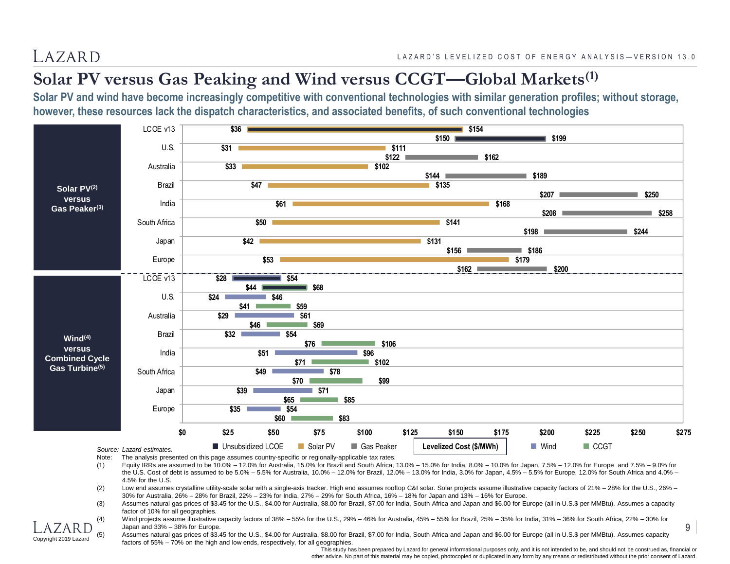# Solar PV versus Gas Peaking and Wind versus CCGT—Global Markets[(1)]

**Solar PV and wind have become increasingly competitive with conventional technologies with similar generation profiles; without storage, however, these resources lack the dispatch characteristics, and associated benefits, of such conventional technologies**

**Levelized Cost ($/MWh)**

**Solar PV[(2)] versus Gas Peaker[(3)]**

| Region | Solar PV | Gas Peaker |
|---|---|---|
| LCOE v13 (Unsubsidized LCOE) | $36 – $154 | $150 – $199 |
| U.S. | $31 – $111 | $122 – $162 |
| Australia | $33 – $102 | $144 – $189 |
| Brazil | $47 – $135 | $207 – $250 |
| India | $61 – $168 | $208 – $258 |
| South Africa | $50 – $141 | $198 – $244 |
| Japan | $42 – $131 | $156 – $186 |
| Europe | $53 – $179 | $162 – $200 |

**Wind[(4)] versus Combined Cycle Gas Turbine[(5)]**

| Region | Wind | CCGT |
|---|---|---|
| LCOE v13 (Unsubsidized LCOE) | $28 – $54 | $44 – $68 |
| U.S. | $24 – $46 | $41 – $59 |
| Australia | $29 – $61 | $46 – $69 |
| Brazil | $32 – $54 | $76 – $106 |
| India | $51 – $96 | $71 – $102 |
| South Africa | $49 – $78 | $70 – $99 |
| Japan | $39 – $71 | $65 – $85 |
| Europe | $35 – $54 | $60 – $83 |

*Source:* Lazard estimates.

Note: The analysis presented on this page assumes country-specific or regionally-applicable tax rates.

(1) Equity IRRs are assumed to be 10.0% – 12.0% for Australia, 15.0% for Brazil and South Africa, 13.0% – 15.0% for India, 8.0% – 10.0% for Japan, 7.5% – 12.0% for Europe and 7.5% – 9.0% for the U.S. Cost of debt is assumed to be 5.0% – 5.5% for Australia, 10.0% – 12.0% for Brazil, 12.0% – 13.0% for India, 3.0% for Japan, 4.5% – 5.5% for Europe, 12.0% for South Africa and 4.0% – 4.5% for the U.S.

(2) Low end assumes crystalline utility-scale solar with a single-axis tracker. High end assumes rooftop C&I solar. Solar projects assume illustrative capacity factors of 21% – 28% for the U.S., 26% – 30% for Australia, 26% – 28% for Brazil, 22% – 23% for India, 27% – 29% for South Africa, 16% – 18% for Japan and 13% – 16% for Europe.

(3) Assumes natural gas prices of $3.45 for the U.S., $4.00 for Australia, $8.00 for Brazil, $7.00 for India, South Africa and Japan and $6.00 for Europe (all in U.S.$ per MMBtu). Assumes a capacity factor of 10% for all geographies.

(4) Wind projects assume illustrative capacity factors of 38% – 55% for the U.S., 29% – 46% for Australia, 45% – 55% for Brazil, 25% – 35% for India, 31% – 36% for South Africa, 22% – 30% for Japan and 33% – 38% for Europe.

(5) Assumes natural gas prices of $3.45 for the U.S., $4.00 for Australia, $8.00 for Brazil, $7.00 for India, South Africa and Japan and $6.00 for Europe (all in U.S.$ per MMBtu). Assumes capacity factors of 55% – 70% on the high and low ends, respectively, for all geographies.

Copyright 2019 Lazard

This study has been prepared by Lazard for general informational purposes only, and it is not intended to be, and should not be construed as, financial or other advice. No part of this material may be copied, photocopied or duplicated in any form by any means or redistributed without the prior consent of Lazard.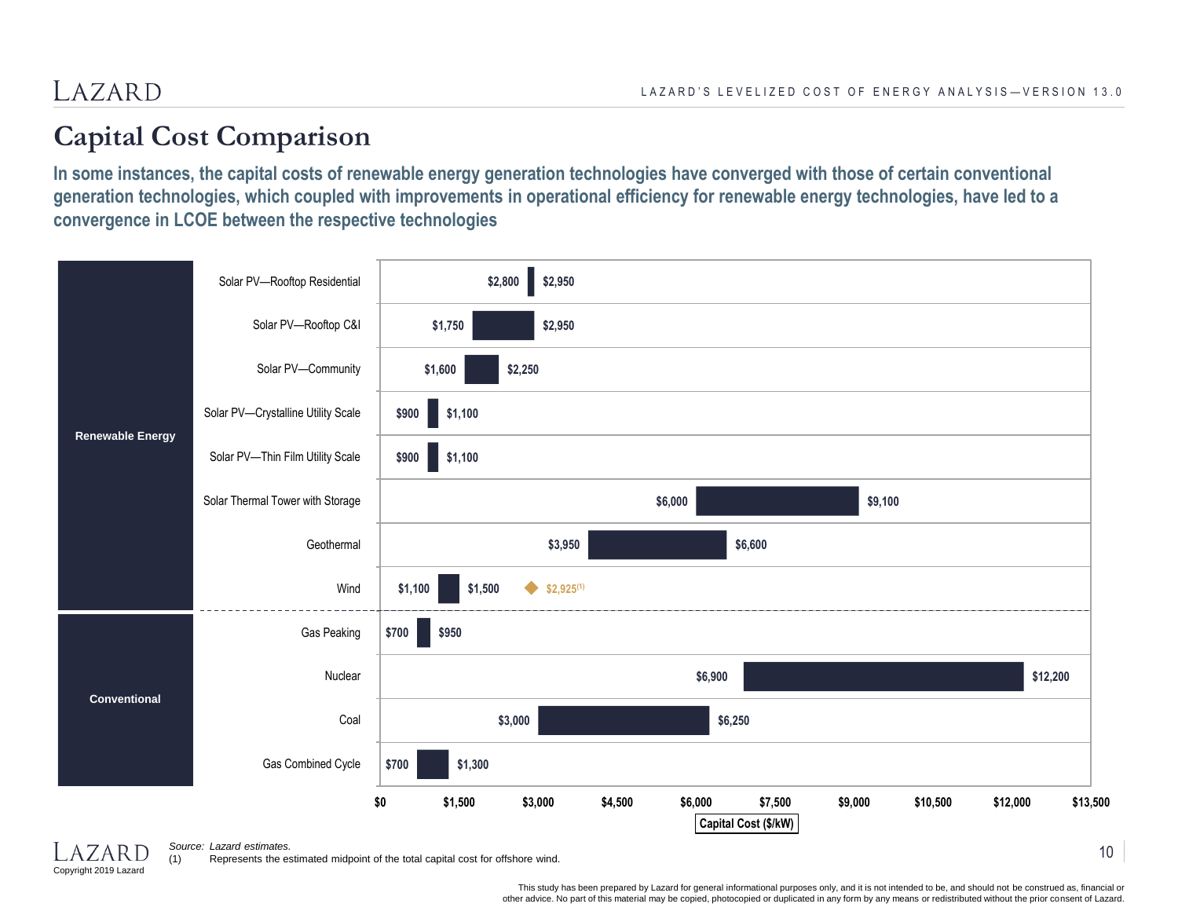# Capital Cost Comparison

**In some instances, the capital costs of renewable energy generation technologies have converged with those of certain conventional generation technologies, which coupled with improvements in operational efficiency for renewable energy technologies, have led to a convergence in LCOE between the respective technologies**

| Category | Technology | Capital Cost Low ($/kW) | Capital Cost High ($/kW) |
|---|---|---|---|
| Renewable Energy | Solar PV—Rooftop Residential | $2,800 | $2,950 |
| | Solar PV—Rooftop C&I | $1,750 | $2,950 |
| | Solar PV—Community | $1,600 | $2,250 |
| | Solar PV—Crystalline Utility Scale | $900 | $1,100 |
| | Solar PV—Thin Film Utility Scale | $900 | $1,100 |
| | Solar Thermal Tower with Storage | $6,000 | $9,100 |
| | Geothermal | $3,950 | $6,600 |
| | Wind | $1,100 | $1,500 |
| Conventional | Gas Peaking | $700 | $950 |
| | Nuclear | $6,900 | $12,200 |
| | Coal | $3,000 | $6,250 |
| | Gas Combined Cycle | $700 | $1,300 |

Wind: $2,925[(1)]

Capital Cost ($/kW): $0, $1,500, $3,000, $4,500, $6,000, $7,500, $9,000, $10,500, $12,000, $13,500

Source: *Lazard estimates.*

(1) Represents the estimated midpoint of the total capital cost for offshore wind.

This study has been prepared by Lazard for general informational purposes only, and it is not intended to be, and should not be construed as, financial or other advice. No part of this material may be copied, photocopied or duplicated in any form by any means or redistributed without the prior consent of Lazard.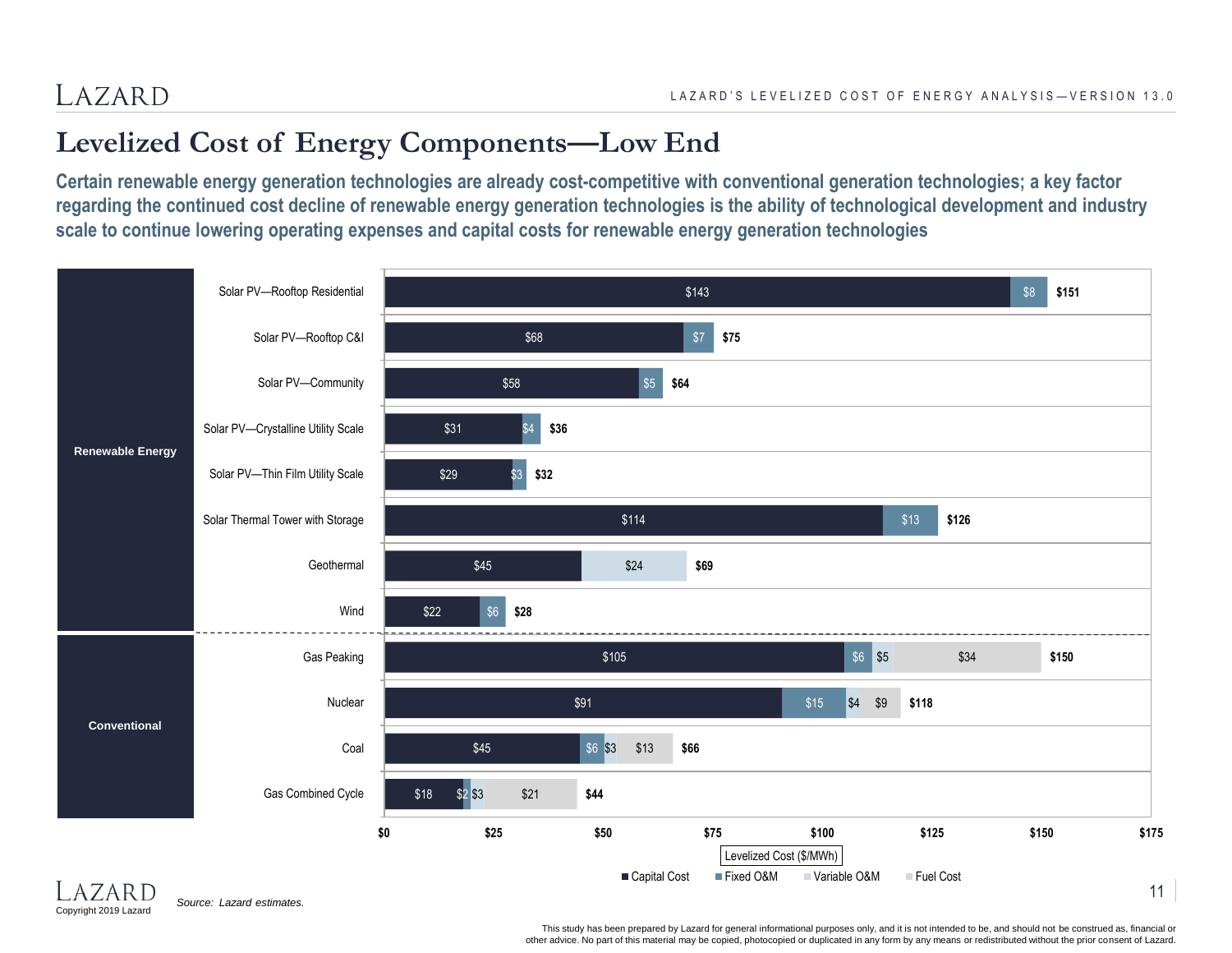# Levelized Cost of Energy Components—Low End

**Certain renewable energy generation technologies are already cost-competitive with conventional generation technologies; a key factor regarding the continued cost decline of renewable energy generation technologies is the ability of technological development and industry scale to continue lowering operating expenses and capital costs for renewable energy generation technologies**

Levelized Cost ($/MWh)

| Category | Technology | Capital Cost | Fixed O&M | Variable O&M | Fuel Cost | Total |
|---|---|---|---|---|---|---|
| Renewable Energy | Solar PV—Rooftop Residential | $143 | $8 | | | $151 |
| | Solar PV—Rooftop C&I | $68 | $7 | | | $75 |
| | Solar PV—Community | $58 | $5 | | | $64 |
| | Solar PV—Crystalline Utility Scale | $31 | $4 | | | $36 |
| | Solar PV—Thin Film Utility Scale | $29 | $3 | | | $32 |
| | Solar Thermal Tower with Storage | $114 | $13 | | | $126 |
| | Geothermal | $45 | | $24 | | $69 |
| | Wind | $22 | $6 | | | $28 |
| Conventional | Gas Peaking | $105 | $6 | $5 | $34 | $150 |
| | Nuclear | $91 | $15 | $4 | $9 | $118 |
| | Coal | $45 | $6 | $3 | $13 | $66 |
| | Gas Combined Cycle | $18 | $2 | $3 | $21 | $44 |

*Source: Lazard estimates.*

Copyright 2019 Lazard

This study has been prepared by Lazard for general informational purposes only, and it is not intended to be, and should not be construed as, financial or other advice. No part of this material may be copied, photocopied or duplicated in any form by any means or redistributed without the prior consent of Lazard.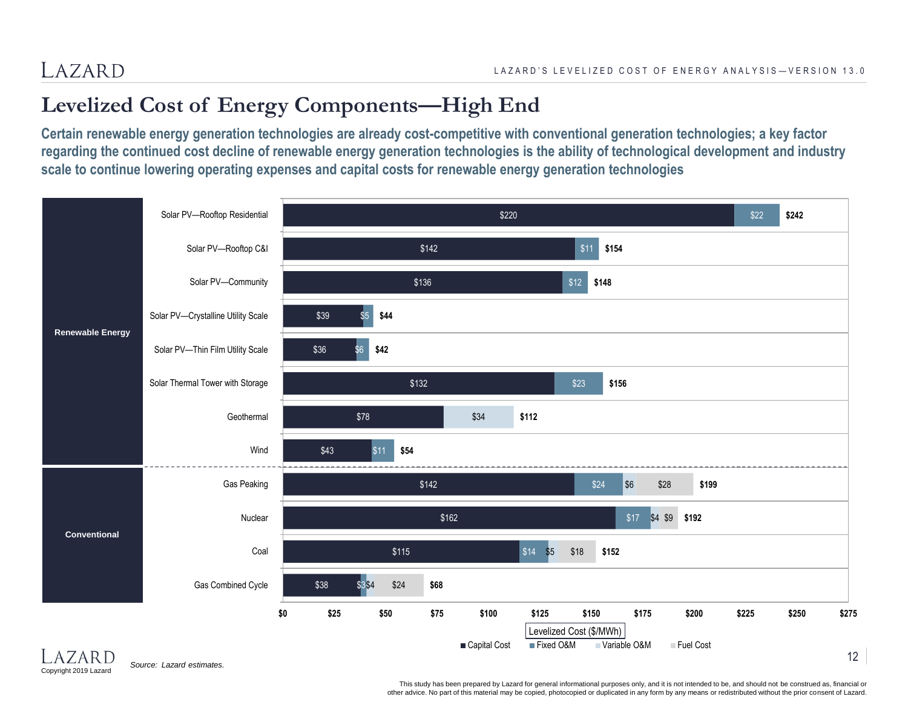# Levelized Cost of Energy Components—High End

**Certain renewable energy generation technologies are already cost-competitive with conventional generation technologies; a key factor regarding the continued cost decline of renewable energy generation technologies is the ability of technological development and industry scale to continue lowering operating expenses and capital costs for renewable energy generation technologies**

Levelized Cost ($/MWh)

| Category | Technology | Capital Cost | Fixed O&M | Variable O&M | Fuel Cost | Total |
|---|---|---|---|---|---|---|
| Renewable Energy | Solar PV—Rooftop Residential | $220 | $22 | | | $242 |
| | Solar PV—Rooftop C&I | $142 | $11 | | | $154 |
| | Solar PV—Community | $136 | $12 | | | $148 |
| | Solar PV—Crystalline Utility Scale | $39 | $5 | | | $44 |
| | Solar PV—Thin Film Utility Scale | $36 | $6 | | | $42 |
| | Solar Thermal Tower with Storage | $132 | $23 | | | $156 |
| | Geothermal | $78 | | $34 | | $112 |
| | Wind | $43 | $11 | | | $54 |
| Conventional | Gas Peaking | $142 | $24 | $6 | $28 | $199 |
| | Nuclear | $162 | $17 | $4 | $9 | $192 |
| | Coal | $115 | $14 | $5 | $18 | $152 |
| | Gas Combined Cycle | $38 | $3 | $4 | $24 | $68 |

Source: *Lazard estimates.*

Copyright 2019 Lazard

This study has been prepared by Lazard for general informational purposes only, and it is not intended to be, and should not be construed as, financial or other advice. No part of this material may be copied, photocopied or duplicated in any form by any means or redistributed without the prior consent of Lazard.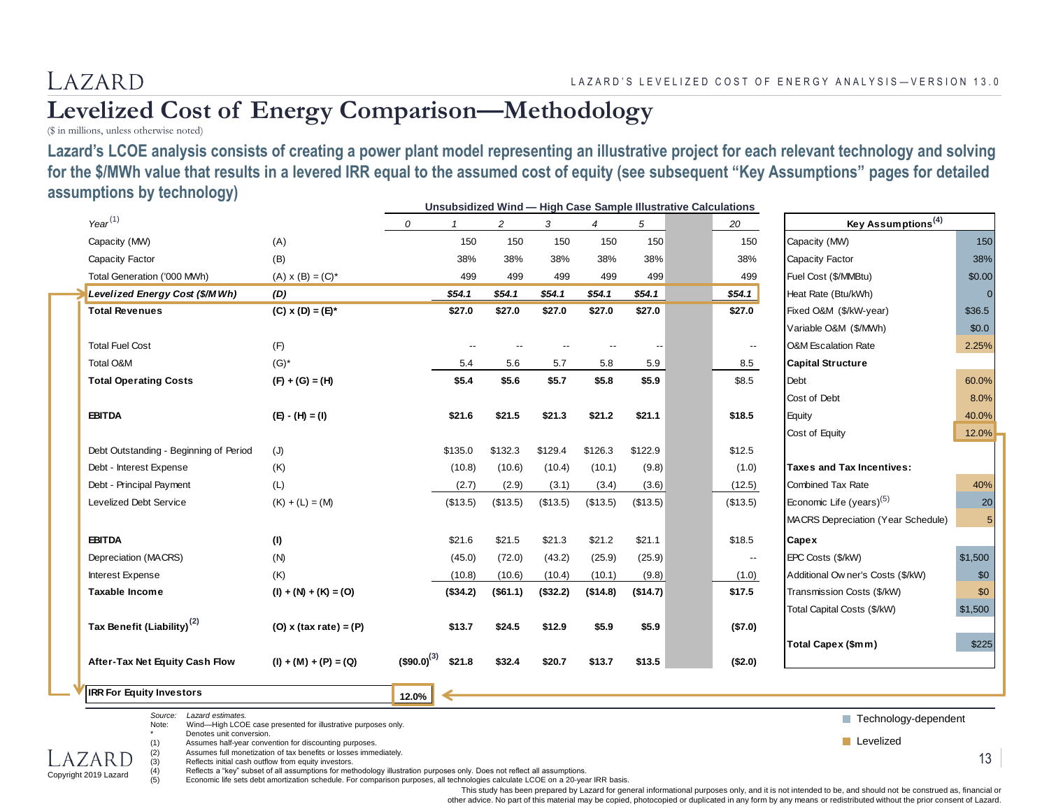# Levelized Cost of Energy Comparison—Methodology

($ in millions, unless otherwise noted)

**Lazard's LCOE analysis consists of creating a power plant model representing an illustrative project for each relevant technology and solving for the $/MWh value that results in a levered IRR equal to the assumed cost of equity (see subsequent "Key Assumptions" pages for detailed assumptions by technology)**

**Unsubsidized Wind — High Case Sample Illustrative Calculations**

| *Year*[1] | | *0* | *1* | *2* | *3* | *4* | *5* | | *20* |
|---|---|---|---|---|---|---|---|---|---|
| Capacity (MW) | (A) | | 150 | 150 | 150 | 150 | 150 | | 150 |
| Capacity Factor | (B) | | 38% | 38% | 38% | 38% | 38% | | 38% |
| Total Generation ('000 MWh) | (A) x (B) = (C)* | | 499 | 499 | 499 | 499 | 499 | | 499 |
| ***Levelized Energy Cost ($/MWh)*** | ***(D)*** | | ***$54.1*** | ***$54.1*** | ***$54.1*** | ***$54.1*** | ***$54.1*** | | ***$54.1*** |
| **Total Revenues** | **(C) x (D) = (E)*** | | **$27.0** | **$27.0** | **$27.0** | **$27.0** | **$27.0** | | **$27.0** |
| | | | | | | | | | |
| Total Fuel Cost | (F) | | -- | -- | -- | -- | -- | | -- |
| Total O&M | (G)* | | 5.4 | 5.6 | 5.7 | 5.8 | 5.9 | | 8.5 |
| **Total Operating Costs** | **(F) + (G) = (H)** | | **$5.4** | **$5.6** | **$5.7** | **$5.8** | **$5.9** | | **$8.5** |
| | | | | | | | | | |
| **EBITDA** | **(E) - (H) = (I)** | | **$21.6** | **$21.5** | **$21.3** | **$21.2** | **$21.1** | | **$18.5** |
| | | | | | | | | | |
| Debt Outstanding - Beginning of Period | (J) | | $135.0 | $132.3 | $129.4 | $126.3 | $122.9 | | $12.5 |
| Debt - Interest Expense | (K) | | (10.8) | (10.6) | (10.4) | (10.1) | (9.8) | | (1.0) |
| Debt - Principal Payment | (L) | | (2.7) | (2.9) | (3.1) | (3.4) | (3.6) | | (12.5) |
| Levelized Debt Service | (K) + (L) = (M) | | ($13.5) | ($13.5) | ($13.5) | ($13.5) | ($13.5) | | ($13.5) |
| | | | | | | | | | |
| **EBITDA** | **(I)** | | $21.6 | $21.5 | $21.3 | $21.2 | $21.1 | | $18.5 |
| Depreciation (MACRS) | (N) | | (45.0) | (72.0) | (43.2) | (25.9) | (25.9) | | -- |
| Interest Expense | (K) | | (10.8) | (10.6) | (10.4) | (10.1) | (9.8) | | (1.0) |
| **Taxable Income** | **(I) + (N) + (K) = (O)** | | **($34.2)** | **($61.1)** | **($32.2)** | **($14.8)** | **($14.7)** | | **$17.5** |
| | | | | | | | | | |
| **Tax Benefit (Liability)**[2] | **(O) x (tax rate) = (P)** | | **$13.7** | **$24.5** | **$12.9** | **$5.9** | **$5.9** | | **($7.0)** |
| | | | | | | | | | |
| **After-Tax Net Equity Cash Flow** | **(I) + (M) + (P) = (Q)** | **($90.0)**[3] | **$21.8** | **$32.4** | **$20.7** | **$13.7** | **$13.5** | | **($2.0)** |
| | | | | | | | | | |
| **IRR For Equity Investors** | | **12.0%** | | | | | | | |

| **Key Assumptions**[4] | |
|---|---|
| Capacity (MW) | 150 |
| Capacity Factor | 38% |
| Fuel Cost ($/MMBtu) | $0.00 |
| Heat Rate (Btu/kWh) | 0 |
| Fixed O&M ($/kW-year) | $36.5 |
| Variable O&M ($/MWh) | $0.0 |
| O&M Escalation Rate | 2.25% |
| **Capital Structure** | |
| Debt | 60.0% |
| Cost of Debt | 8.0% |
| Equity | 40.0% |
| Cost of Equity | 12.0% |
| | |
| **Taxes and Tax Incentives:** | |
| Combined Tax Rate | 40% |
| Economic Life (years)[5] | 20 |
| MACRS Depreciation (Year Schedule) | 5 |
| **Capex** | |
| EPC Costs ($/kW) | $1,500 |
| Additional Owner's Costs ($/kW) | $0 |
| Transmission Costs ($/kW) | $0 |
| Total Capital Costs ($/kW) | $1,500 |
| | |
| **Total Capex ($mm)** | $225 |

- Technology-dependent
- Levelized

Source: Lazard estimates.
Note: Wind—High LCOE case presented for illustrative purposes only.
\* Denotes unit conversion.
(1) Assumes half-year convention for discounting purposes.
(2) Assumes full monetization of tax benefits or losses immediately.
(3) Reflects initial cash outflow from equity investors.
(4) Reflects a "key" subset of all assumptions for methodology illustration purposes only. Does not reflect all assumptions.
(5) Economic life sets debt amortization schedule. For comparison purposes, all technologies calculate LCOE on a 20-year IRR basis.

This study has been prepared by Lazard for general informational purposes only, and it is not intended to be, and should not be construed as, financial or other advice. No part of this material may be copied, photocopied or duplicated in any form by any means or redistributed without the prior consent of Lazard.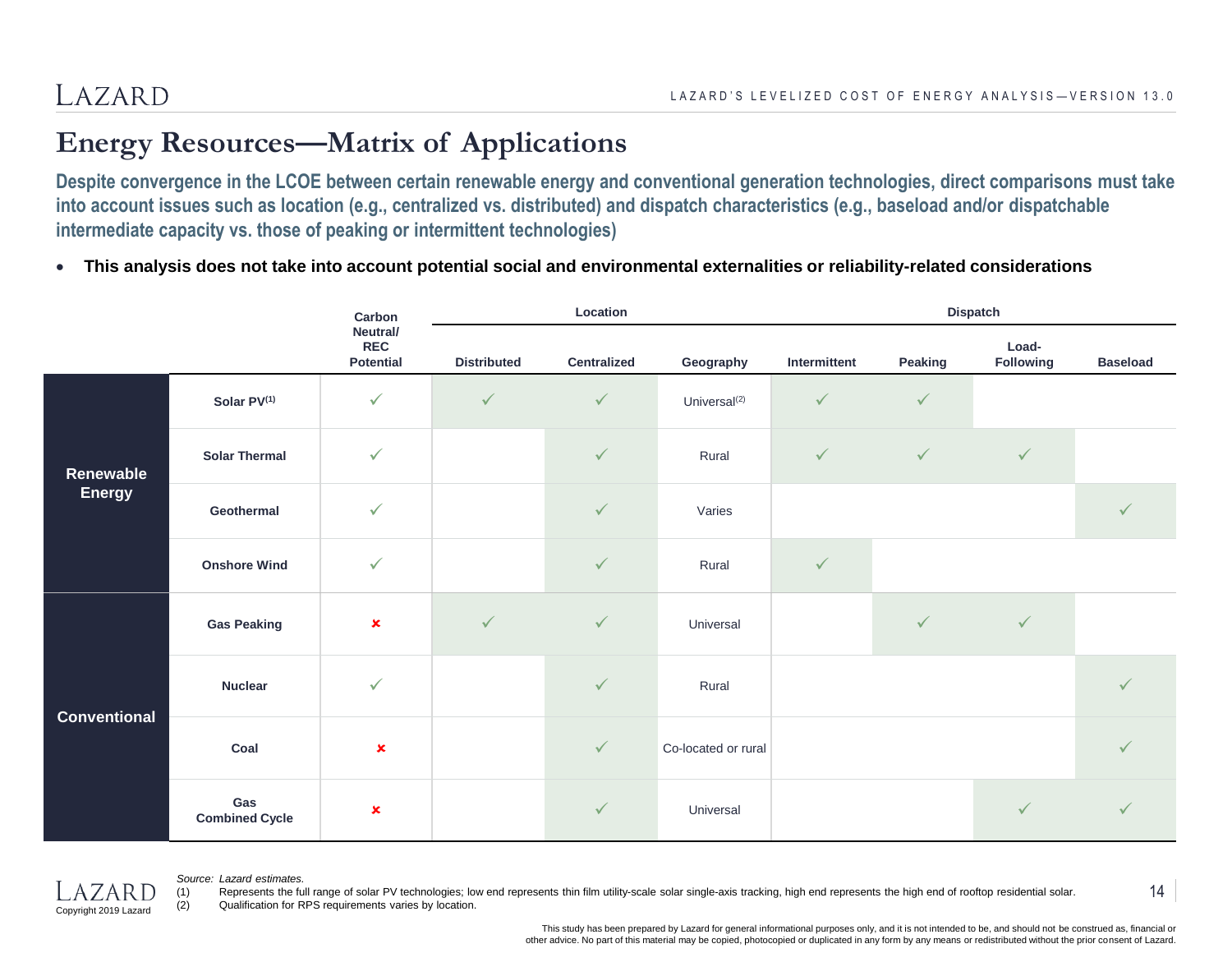# Energy Resources—Matrix of Applications

**Despite convergence in the LCOE between certain renewable energy and conventional generation technologies, direct comparisons must take into account issues such as location (e.g., centralized vs. distributed) and dispatch characteristics (e.g., baseload and/or dispatchable intermediate capacity vs. those of peaking or intermittent technologies)**

- **This analysis does not take into account potential social and environmental externalities or reliability-related considerations**

| | | Carbon Neutral/ REC Potential | Location | | | Dispatch | | | |
|---|---|---|---|---|---|---|---|---|---|
| | | | Distributed | Centralized | Geography | Intermittent | Peaking | Load-Following | Baseload |
| Renewable Energy | Solar PV[1] | ✓ | ✓ | ✓ | Universal[2] | ✓ | ✓ | | |
| | Solar Thermal | ✓ | | ✓ | Rural | ✓ | ✓ | ✓ | |
| | Geothermal | ✓ | | ✓ | Varies | | | | ✓ |
| | Onshore Wind | ✓ | | ✓ | Rural | ✓ | | | |
| Conventional | Gas Peaking | ✗ | ✓ | ✓ | Universal | | ✓ | ✓ | |
| | Nuclear | ✓ | | ✓ | Rural | | | | ✓ |
| | Coal | ✗ | | ✓ | Co-located or rural | | | | ✓ |
| | Gas Combined Cycle | ✗ | | ✓ | Universal | | | ✓ | ✓ |

*Source: Lazard estimates.*

(1) Represents the full range of solar PV technologies; low end represents thin film utility-scale solar single-axis tracking, high end represents the high end of rooftop residential solar.

(2) Qualification for RPS requirements varies by location.

This study has been prepared by Lazard for general informational purposes only, and it is not intended to be, and should not be construed as, financial or other advice. No part of this material may be copied, photocopied or duplicated in any form by any means or redistributed without the prior consent of Lazard.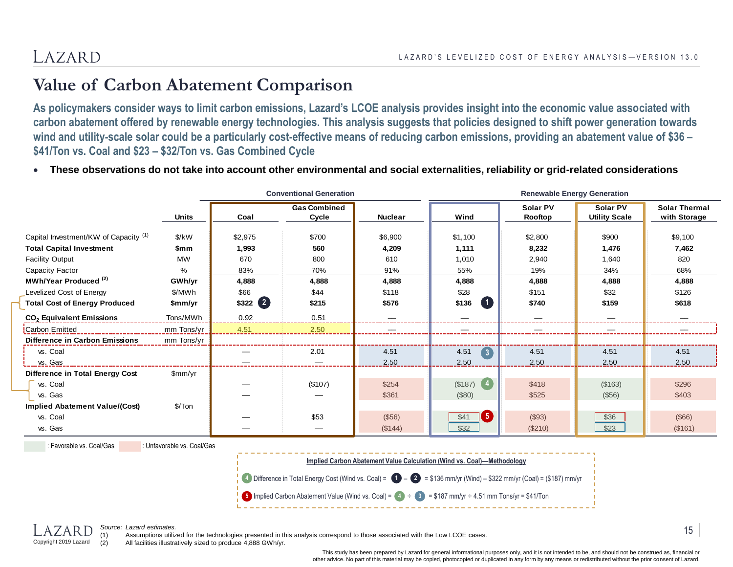# Value of Carbon Abatement Comparison

**As policymakers consider ways to limit carbon emissions, Lazard's LCOE analysis provides insight into the economic value associated with carbon abatement offered by renewable energy technologies. This analysis suggests that policies designed to shift power generation towards wind and utility-scale solar could be a particularly cost-effective means of reducing carbon emissions, providing an abatement value of $36 – $41/Ton vs. Coal and $23 – $32/Ton vs. Gas Combined Cycle**

- **These observations do not take into account other environmental and social externalities, reliability or grid-related considerations**

| | | Conventional Generation | | | Renewable Energy Generation | | | |
|---|---|---|---|---|---|---|---|---|
| | Units | Coal | Gas Combined Cycle | Nuclear | Wind | Solar PV Rooftop | Solar PV Utility Scale | Solar Thermal with Storage |
| Capital Investment/KW of Capacity [1] | $/kW | $2,975 | $700 | $6,900 | $1,100 | $2,800 | $900 | $9,100 |
| **Total Capital Investment** | **$mm** | **1,993** | **560** | **4,209** | **1,111** | **8,232** | **1,476** | **7,462** |
| Facility Output | MW | 670 | 800 | 610 | 1,010 | 2,940 | 1,640 | 820 |
| Capacity Factor | % | 83% | 70% | 91% | 55% | 19% | 34% | 68% |
| **MWh/Year Produced [2]** | **GWh/yr** | **4,888** | **4,888** | **4,888** | **4,888** | **4,888** | **4,888** | **4,888** |
| Levelized Cost of Energy | $/MWh | $66 | $44 | $118 | $28 | $151 | $32 | $126 |
| **Total Cost of Energy Produced** | **$mm/yr** | **$322** (2) | **$215** | **$576** | **$136** (1) | **$740** | **$159** | **$618** |
| **$CO_2$ Equivalent Emissions** | Tons/MWh | 0.92 | 0.51 | — | — | — | — | — |
| Carbon Emitted | mm Tons/yr | 4.51 | 2.50 | — | — | — | — | — |
| **Difference in Carbon Emissions** | mm Tons/yr | | | | | | | |
| vs. Coal | | — | 2.01 | 4.51 | 4.51 (3) | 4.51 | 4.51 | 4.51 |
| vs. Gas | | — | — | 2.50 | 2.50 | 2.50 | 2.50 | 2.50 |
| **Difference in Total Energy Cost** | $mm/yr | | | | | | | |
| vs. Coal | | — | ($107) | $254 | ($187) (4) | $418 | ($163) | $296 |
| vs. Gas | | — | — | $361 | ($80) | $525 | ($56) | $403 |
| **Implied Abatement Value/(Cost)** | $/Ton | | | | | | | |
| vs. Coal | | — | $53 | ($56) | $41 (5) | ($93) | $36 | ($66) |
| vs. Gas | | — | — | ($144) | $32 | ($210) | $23 | ($161) |

: Favorable vs. Coal/Gas : Unfavorable vs. Coal/Gas

**Implied Carbon Abatement Value Calculation (Wind vs. Coal)—Methodology**

(4) Difference in Total Energy Cost (Wind vs. Coal) = (1) – (2) = $136 mm/yr (Wind) – $322 mm/yr (Coal) = ($187) mm/yr

(5) Implied Carbon Abatement Value (Wind vs. Coal) = (4) ÷ (3) = $187 mm/yr ÷ 4.51 mm Tons/yr = $41/Ton

*Source: Lazard estimates.*
(1) Assumptions utilized for the technologies presented in this analysis correspond to those associated with the Low LCOE cases.
(2) All facilities illustratively sized to produce 4,888 GWh/yr.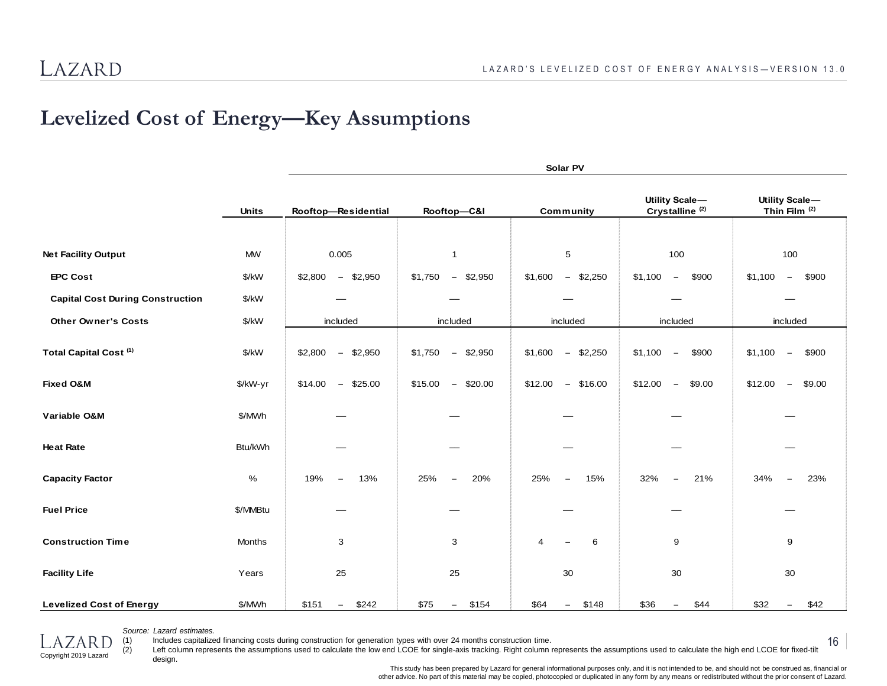## Levelized Cost of Energy—Key Assumptions

| | Units | Solar PV | | | | |
|---|---|---|---|---|---|---|
| | | Rooftop—Residential | Rooftop—C&I | Community | Utility Scale—Crystalline (2) | Utility Scale—Thin Film (2) |
| **Net Facility Output** | MW | 0.005 | 1 | 5 | 100 | 100 |
| **EPC Cost** | $/kW | $2,800 – $2,950 | $1,750 – $2,950 | $1,600 – $2,250 | $1,100 – $900 | $1,100 – $900 |
| **Capital Cost During Construction** | $/kW | — | — | — | — | — |
| **Other Owner's Costs** | $/kW | included | included | included | included | included |
| **Total Capital Cost (1)** | $/kW | $2,800 – $2,950 | $1,750 – $2,950 | $1,600 – $2,250 | $1,100 – $900 | $1,100 – $900 |
| **Fixed O&M** | $/kW-yr | $14.00 – $25.00 | $15.00 – $20.00 | $12.00 – $16.00 | $12.00 – $9.00 | $12.00 – $9.00 |
| **Variable O&M** | $/MWh | — | — | — | — | — |
| **Heat Rate** | Btu/kWh | — | — | — | — | — |
| **Capacity Factor** | % | 19% – 13% | 25% – 20% | 25% – 15% | 32% – 21% | 34% – 23% |
| **Fuel Price** | $/MMBtu | — | — | — | — | — |
| **Construction Time** | Months | 3 | 3 | 4 – 6 | 9 | 9 |
| **Facility Life** | Years | 25 | 25 | 30 | 30 | 30 |
| **Levelized Cost of Energy** | $/MWh | $151 – $242 | $75 – $154 | $64 – $148 | $36 – $44 | $32 – $42 |

*Source: Lazard estimates.*

(1) Includes capitalized financing costs during construction for generation types with over 24 months construction time.

(2) Left column represents the assumptions used to calculate the low end LCOE for single-axis tracking. Right column represents the assumptions used to calculate the high end LCOE for fixed-tilt design.

Copyright 2019 Lazard

This study has been prepared by Lazard for general informational purposes only, and it is not intended to be, and should not be construed as, financial or other advice. No part of this material may be copied, photocopied or duplicated in any form by any means or redistributed without the prior consent of Lazard.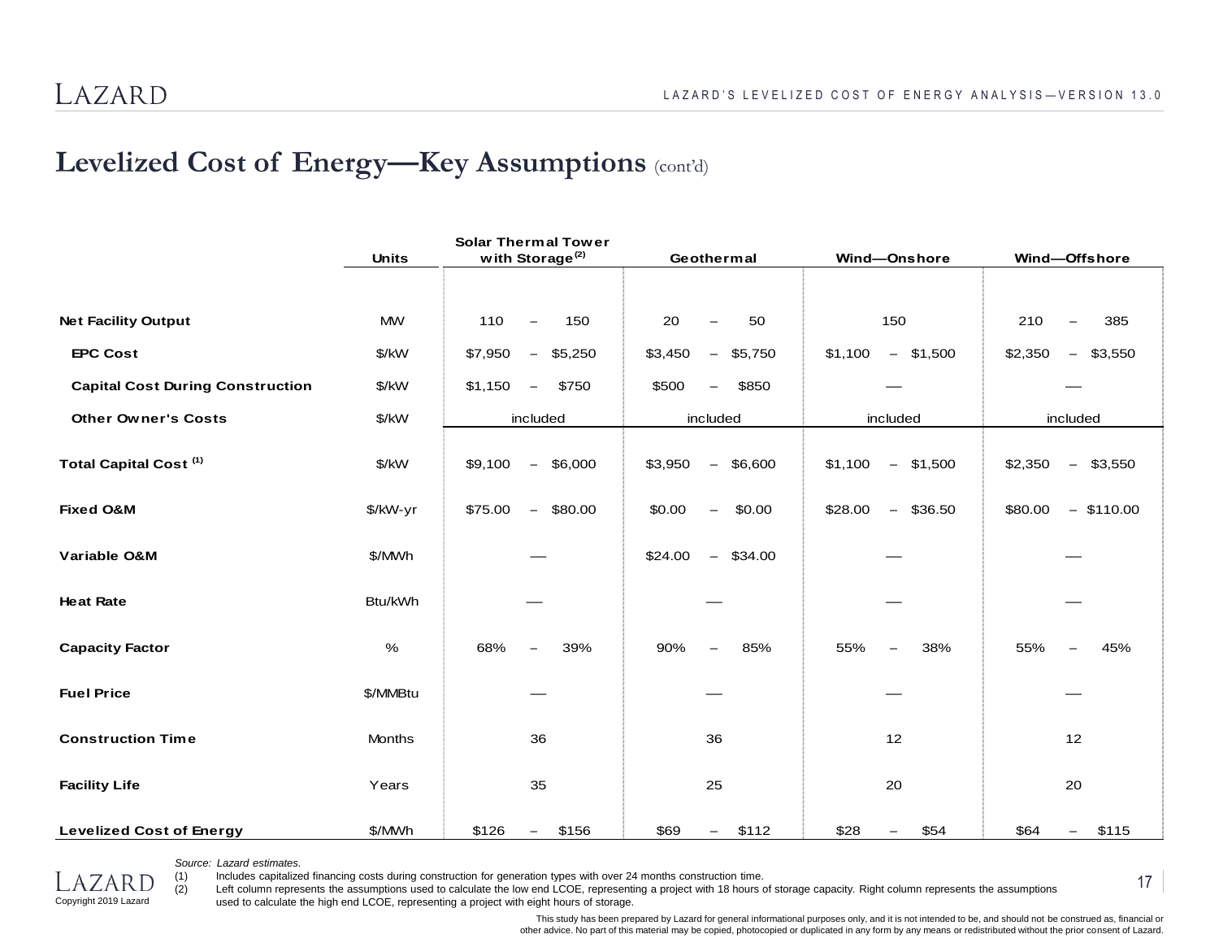## Levelized Cost of Energy—Key Assumptions (cont'd)

| | Units | Solar Thermal Tower with Storage [2] | Geothermal | Wind—Onshore | Wind—Offshore |
|---|---|---|---|---|---|
| **Net Facility Output** | MW | 110 – 150 | 20 – 50 | 150 | 210 – 385 |
| **EPC Cost** | $/kW | $7,950 – $5,250 | $3,450 – $5,750 | $1,100 – $1,500 | $2,350 – $3,550 |
| **Capital Cost During Construction** | $/kW | $1,150 – $750 | $500 – $850 | — | — |
| **Other Owner's Costs** | $/kW | included | included | included | included |
| **Total Capital Cost** [1] | $/kW | $9,100 – $6,000 | $3,950 – $6,600 | $1,100 – $1,500 | $2,350 – $3,550 |
| **Fixed O&M** | $/kW-yr | $75.00 – $80.00 | $0.00 – $0.00 | $28.00 – $36.50 | $80.00 – $110.00 |
| **Variable O&M** | $/MWh | — | $24.00 – $34.00 | — | — |
| **Heat Rate** | Btu/kWh | — | — | — | — |
| **Capacity Factor** | % | 68% – 39% | 90% – 85% | 55% – 38% | 55% – 45% |
| **Fuel Price** | $/MMBtu | — | — | — | — |
| **Construction Time** | Months | 36 | 36 | 12 | 12 |
| **Facility Life** | Years | 35 | 25 | 20 | 20 |
| **Levelized Cost of Energy** | $/MWh | $126 – $156 | $69 – $112 | $28 – $54 | $64 – $115 |

*Source: Lazard estimates.*

(1) Includes capitalized financing costs during construction for generation types with over 24 months construction time.

(2) Left column represents the assumptions used to calculate the low end LCOE, representing a project with 18 hours of storage capacity. Right column represents the assumptions used to calculate the high end LCOE, representing a project with eight hours of storage.

Copyright 2019 Lazard

This study has been prepared by Lazard for general informational purposes only, and it is not intended to be, and should not be construed as, financial or other advice. No part of this material may be copied, photocopied or duplicated in any form by any means or redistributed without the prior consent of Lazard.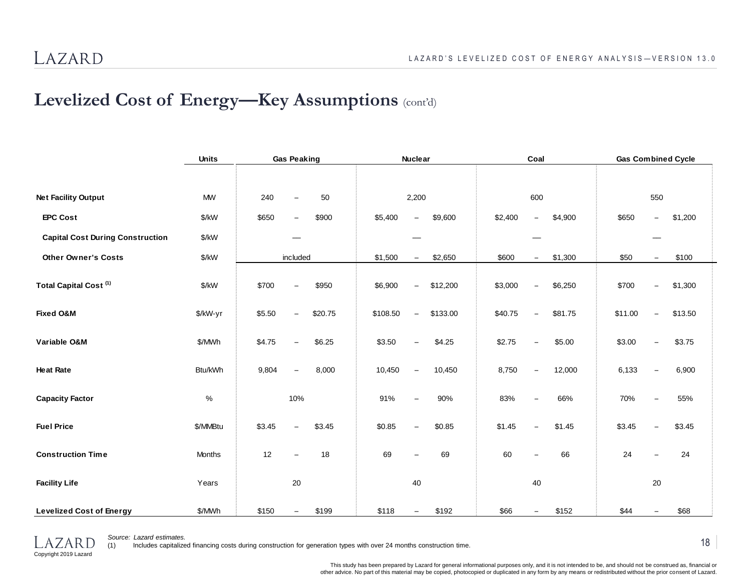# Levelized Cost of Energy—Key Assumptions (cont'd)

| | Units | Gas Peaking | Nuclear | Coal | Gas Combined Cycle |
|---|---|---|---|---|---|
| **Net Facility Output** | MW | 240 – 50 | 2,200 | 600 | 550 |
| **EPC Cost** | $/kW | $650 – $900 | $5,400 – $9,600 | $2,400 – $4,900 | $650 – $1,200 |
| **Capital Cost During Construction** | $/kW | — | — | — | — |
| **Other Owner's Costs** | $/kW | included | $1,500 – $2,650 | $600 – $1,300 | $50 – $100 |
| **Total Capital Cost** [(1)] | $/kW | $700 – $950 | $6,900 – $12,200 | $3,000 – $6,250 | $700 – $1,300 |
| **Fixed O&M** | $/kW-yr | $5.50 – $20.75 | $108.50 – $133.00 | $40.75 – $81.75 | $11.00 – $13.50 |
| **Variable O&M** | $/MWh | $4.75 – $6.25 | $3.50 – $4.25 | $2.75 – $5.00 | $3.00 – $3.75 |
| **Heat Rate** | Btu/kWh | 9,804 – 8,000 | 10,450 – 10,450 | 8,750 – 12,000 | 6,133 – 6,900 |
| **Capacity Factor** | % | 10% | 91% – 90% | 83% – 66% | 70% – 55% |
| **Fuel Price** | $/MMBtu | $3.45 – $3.45 | $0.85 – $0.85 | $1.45 – $1.45 | $3.45 – $3.45 |
| **Construction Time** | Months | 12 – 18 | 69 – 69 | 60 – 66 | 24 – 24 |
| **Facility Life** | Years | 20 | 40 | 40 | 20 |
| **Levelized Cost of Energy** | $/MWh | $150 – $199 | $118 – $192 | $66 – $152 | $44 – $68 |

*Source: Lazard estimates.*

(1) Includes capitalized financing costs during construction for generation types with over 24 months construction time.

Copyright 2019 Lazard

This study has been prepared by Lazard for general informational purposes only, and it is not intended to be, and should not be construed as, financial or other advice. No part of this material may be copied, photocopied or duplicated in any form by any means or redistributed without the prior consent of Lazard.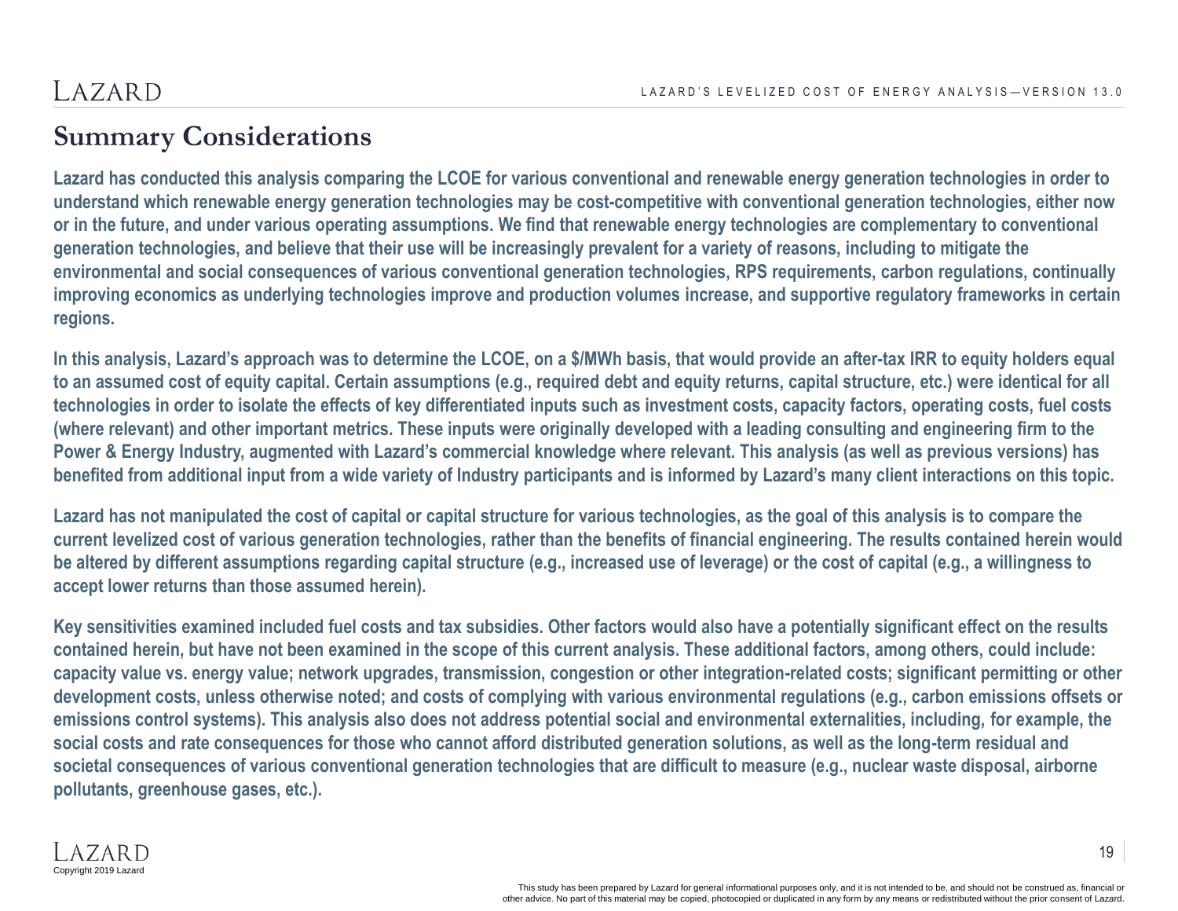## Summary Considerations

**Lazard has conducted this analysis comparing the LCOE for various conventional and renewable energy generation technologies in order to understand which renewable energy generation technologies may be cost-competitive with conventional generation technologies, either now or in the future, and under various operating assumptions. We find that renewable energy technologies are complementary to conventional generation technologies, and believe that their use will be increasingly prevalent for a variety of reasons, including to mitigate the environmental and social consequences of various conventional generation technologies, RPS requirements, carbon regulations, continually improving economics as underlying technologies improve and production volumes increase, and supportive regulatory frameworks in certain regions.**

**In this analysis, Lazard's approach was to determine the LCOE, on a $/MWh basis, that would provide an after-tax IRR to equity holders equal to an assumed cost of equity capital. Certain assumptions (e.g., required debt and equity returns, capital structure, etc.) were identical for all technologies in order to isolate the effects of key differentiated inputs such as investment costs, capacity factors, operating costs, fuel costs (where relevant) and other important metrics. These inputs were originally developed with a leading consulting and engineering firm to the Power & Energy Industry, augmented with Lazard's commercial knowledge where relevant. This analysis (as well as previous versions) has benefited from additional input from a wide variety of Industry participants and is informed by Lazard's many client interactions on this topic.**

**Lazard has not manipulated the cost of capital or capital structure for various technologies, as the goal of this analysis is to compare the current levelized cost of various generation technologies, rather than the benefits of financial engineering. The results contained herein would be altered by different assumptions regarding capital structure (e.g., increased use of leverage) or the cost of capital (e.g., a willingness to accept lower returns than those assumed herein).**

**Key sensitivities examined included fuel costs and tax subsidies. Other factors would also have a potentially significant effect on the results contained herein, but have not been examined in the scope of this current analysis. These additional factors, among others, could include: capacity value vs. energy value; network upgrades, transmission, congestion or other integration-related costs; significant permitting or other development costs, unless otherwise noted; and costs of complying with various environmental regulations (e.g., carbon emissions offsets or emissions control systems). This analysis also does not address potential social and environmental externalities, including, for example, the social costs and rate consequences for those who cannot afford distributed generation solutions, as well as the long-term residual and societal consequences of various conventional generation technologies that are difficult to measure (e.g., nuclear waste disposal, airborne pollutants, greenhouse gases, etc.).**

Copyright 2019 Lazard

This study has been prepared by Lazard for general informational purposes only, and it is not intended to be, and should not be construed as, financial or other advice. No part of this material may be copied, photocopied or duplicated in any form by any means or redistributed without the prior consent of Lazard.